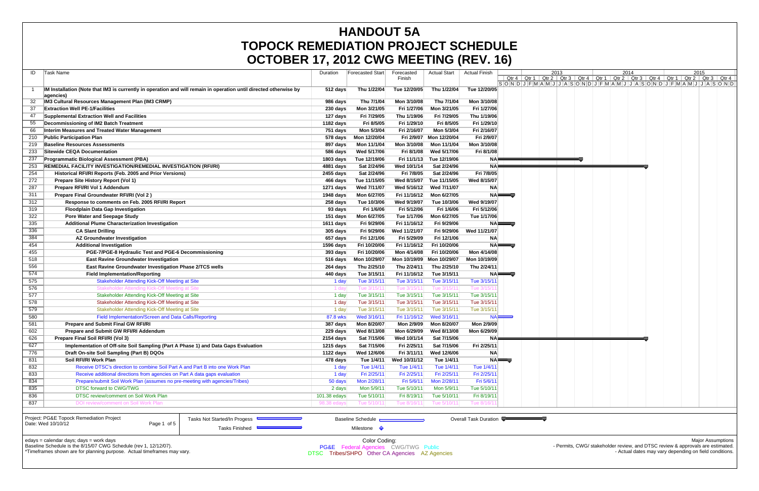# HANDOUT 5A
# TOPOCK REMEDIATION PROJECT SCHEDULE
# OCTOBER 17, 2012 CWG MEETING (REV. 16)

| ID | Task Name | Duration | Forecasted Start | Forecasted Finish | Actual Start | Actual Finish |
|---|---|---|---|---|---|---|
| 1 | **IM Installation (Note that IM3 is currently in operation and will remain in operation until directed otherwise by agencies)** | **512 days** | **Thu 1/22/04** | **Tue 12/20/05** | **Thu 1/22/04** | **Tue 12/20/05** |
| 32 | **IM3 Cultural Resources Management Plan (IM3 CRMP)** | **986 days** | **Thu 7/1/04** | **Mon 3/10/08** | **Thu 7/1/04** | **Mon 3/10/08** |
| 37 | **Extraction Well PE-1/Facilities** | **230 days** | **Mon 3/21/05** | **Fri 1/27/06** | **Mon 3/21/05** | **Fri 1/27/06** |
| 47 | **Supplemental Extraction Well and Facilities** | **127 days** | **Fri 7/29/05** | **Thu 1/19/06** | **Fri 7/29/05** | **Thu 1/19/06** |
| 55 | **Decommissioning of IM2 Batch Treatment** | **1182 days** | **Fri 8/5/05** | **Fri 1/29/10** | **Fri 8/5/05** | **Fri 1/29/10** |
| 66 | **Interim Measures and Treated Water Management** | **751 days** | **Mon 5/3/04** | **Fri 2/16/07** | **Mon 5/3/04** | **Fri 2/16/07** |
| 210 | **Public Participation Plan** | **578 days** | **Mon 12/20/04** | **Fri 2/9/07** | **Mon 12/20/04** | **Fri 2/9/07** |
| 219 | **Baseline Resources Assessments** | **897 days** | **Mon 11/1/04** | **Mon 3/10/08** | **Mon 11/1/04** | **Mon 3/10/08** |
| 233 | **Sitewide CEQA Documentation** | **586 days** | **Wed 5/17/06** | **Fri 8/1/08** | **Wed 5/17/06** | **Fri 8/1/08** |
| 237 | **Programmatic Biological Assessment (PBA)** | **1803 days** | **Tue 12/19/06** | **Fri 11/1/13** | **Tue 12/19/06** | **NA** |
| 253 | **REMEDIAL FACILITY INVESTIGATION/REMEDIAL INVESTIGATION (RFI/RI)** | **4881 days** | **Sat 2/24/96** | **Wed 10/1/14** | **Sat 2/24/96** | **NA** |
| 254 | **Historical RFI/RI Reports (Feb. 2005 and Prior Versions)** | **2455 days** | **Sat 2/24/96** | **Fri 7/8/05** | **Sat 2/24/96** | **Fri 7/8/05** |
| 272 | **Prepare Site History Report (Vol 1)** | **466 days** | **Tue 11/15/05** | **Wed 8/15/07** | **Tue 11/15/05** | **Wed 8/15/07** |
| 287 | **Prepare RFI/RI Vol 1 Addendum** | **1271 days** | **Wed 7/11/07** | **Wed 5/16/12** | **Wed 7/11/07** | **NA** |
| 311 | **Prepare Final Groundwater RFI/RI (Vol 2 )** | **1948 days** | **Mon 6/27/05** | **Fri 11/16/12** | **Mon 6/27/05** | **NA** |
| 312 | **Response to comments on Feb. 2005 RFI/RI Report** | **258 days** | **Tue 10/3/06** | **Wed 9/19/07** | **Tue 10/3/06** | **Wed 9/19/07** |
| 319 | **Floodplain Data Gap Investigation** | **93 days** | **Fri 1/6/06** | **Fri 5/12/06** | **Fri 1/6/06** | **Fri 5/12/06** |
| 322 | **Pore Water and Seepage Study** | **151 days** | **Mon 6/27/05** | **Tue 1/17/06** | **Mon 6/27/05** | **Tue 1/17/06** |
| 335 | **Additional Plume Characterization Investigation** | **1611 days** | **Fri 9/29/06** | **Fri 11/16/12** | **Fri 9/29/06** | **NA** |
| 336 | **CA Slant Drilling** | **305 days** | **Fri 9/29/06** | **Wed 11/21/07** | **Fri 9/29/06** | **Wed 11/21/07** |
| 384 | **AZ Groundwater Investigation** | **657 days** | **Fri 12/1/06** | **Fri 5/29/09** | **Fri 12/1/06** | **NA** |
| 454 | **Additional Investigation** | **1596 days** | **Fri 10/20/06** | **Fri 11/16/12** | **Fri 10/20/06** | **NA** |
| 455 | **PGE-7/PGE-8 Hydraulic Test and PGE-6 Decommissioning** | **393 days** | **Fri 10/20/06** | **Mon 4/14/08** | **Fri 10/20/06** | **Mon 4/14/08** |
| 518 | **East Ravine Groundwater Investigation** | **516 days** | **Mon 10/29/07** | **Mon 10/19/09** | **Mon 10/29/07** | **Mon 10/19/09** |
| 556 | **East Ravine Groundwater Investigation Phase 2/TCS wells** | **264 days** | **Thu 2/25/10** | **Thu 2/24/11** | **Thu 2/25/10** | **Thu 2/24/11** |
| 574 | **Field Implementation/Reporting** | **440 days** | **Tue 3/15/11** | **Fri 11/16/12** | **Tue 3/15/11** | **NA** |
| 575 | Stakeholder Attending Kick-Off Meeting at Site | 1 day | Tue 3/15/11 | Tue 3/15/11 | Tue 3/15/11 | Tue 3/15/11 |
| 576 | Stakeholder Attending Kick-Off Meeting at Site | 1 day | Tue 3/15/11 | Tue 3/15/11 | Tue 3/15/11 | Tue 3/15/11 |
| 577 | Stakeholder Attending Kick-Off Meeting at Site | 1 day | Tue 3/15/11 | Tue 3/15/11 | Tue 3/15/11 | Tue 3/15/11 |
| 578 | Stakeholder Attending Kick-Off Meeting at Site | 1 day | Tue 3/15/11 | Tue 3/15/11 | Tue 3/15/11 | Tue 3/15/11 |
| 579 | Stakeholder Attending Kick-Off Meeting at Site | 1 day | Tue 3/15/11 | Tue 3/15/11 | Tue 3/15/11 | Tue 3/15/11 |
| 580 | Field Implementation/Screen and Data Calls/Reporting | 87.8 wks | Wed 3/16/11 | Fri 11/16/12 | Wed 3/16/11 | NA |
| 581 | **Prepare and Submit Final GW RFI/RI** | **387 days** | **Mon 8/20/07** | **Mon 2/9/09** | **Mon 8/20/07** | **Mon 2/9/09** |
| 602 | **Prepare and Submit GW RFI/RI Addendum** | **229 days** | **Wed 8/13/08** | **Mon 6/29/09** | **Wed 8/13/08** | **Mon 6/29/09** |
| 626 | **Prepare Final Soil RFI/RI (Vol 3)** | **2154 days** | **Sat 7/15/06** | **Wed 10/1/14** | **Sat 7/15/06** | **NA** |
| 627 | **Implementation of Off-site Soil Sampling (Part A Phase 1) and Data Gaps Evaluation** | **1215 days** | **Sat 7/15/06** | **Fri 2/25/11** | **Sat 7/15/06** | **Fri 2/25/11** |
| 776 | **Draft On-site Soil Sampling (Part B) DQOs** | **1122 days** | **Wed 12/6/06** | **Fri 3/11/11** | **Wed 12/6/06** | **NA** |
| 831 | **Soil RFI/RI Work Plan** | **478 days** | **Tue 1/4/11** | **Wed 10/31/12** | **Tue 1/4/11** | **NA** |
| 832 | Receive DTSC's direction to combine Soil Part A and Part B into one Work Plan | 1 day | Tue 1/4/11 | Tue 1/4/11 | Tue 1/4/11 | Tue 1/4/11 |
| 833 | Receive additional directions from agencies on Part A data gaps evaluation | 1 day | Fri 2/25/11 | Fri 2/25/11 | Fri 2/25/11 | Fri 2/25/11 |
| 834 | Prepare/submit Soil Work Plan (assumes no pre-meeting with agencies/Tribes) | 50 days | Mon 2/28/11 | Fri 5/6/11 | Mon 2/28/11 | Fri 5/6/11 |
| 835 | DTSC forward to CWG/TWG | 2 days | Mon 5/9/11 | Tue 5/10/11 | Mon 5/9/11 | Tue 5/10/11 |
| 836 | DTSC review/comment on Soil Work Plan | 101.38 edays | Tue 5/10/11 | Fri 8/19/11 | Tue 5/10/11 | Fri 8/19/11 |
| 837 | DOI review/comment on Soil Work Plan | 98.38 edays | Tue 5/10/11 | Tue 8/16/11 | Tue 5/10/11 | Tue 8/16/11 |

Project: PG&E Topock Remediation Project
Date: Wed 10/10/12

Legend: Tasks Not Started/In Progess; Tasks Finished; Baseline Schedule; Milestone; Overall Task Duration

edays = calendar days; days = work days
Baseline Schedule is the 8/15/07 CWG Schedule (rev 1, 12/12/07).
*Timeframes shown are for planning purpose. Actual timeframes may vary.

Color Coding:
PG&E Federal Agencies CWG/TWG Public
DTSC Tribes/SHPO Other CA Agencies AZ Agencies

Major Assumptions
- Permits, CWG/ stakeholder review, and DTSC review & approvals are estimated.
- Actual dates may vary depending on field conditions.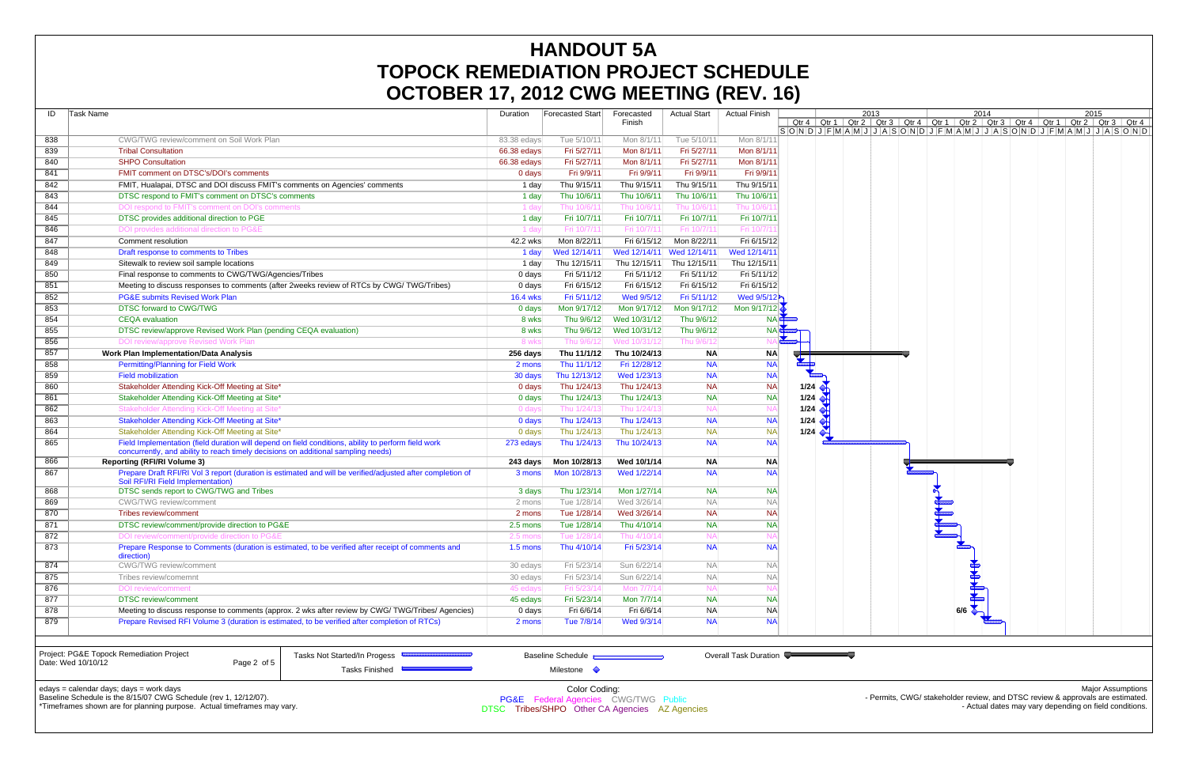# HANDOUT 5A
# TOPOCK REMEDIATION PROJECT SCHEDULE
# OCTOBER 17, 2012 CWG MEETING (REV. 16)

| ID | Task Name | Duration | Forecasted Start | Forecasted Finish | Actual Start | Actual Finish |
|---|---|---|---|---|---|---|
| 838 | CWG/TWG review/comment on Soil Work Plan | 83.38 edays | Tue 5/10/11 | Mon 8/1/11 | Tue 5/10/11 | Mon 8/1/11 |
| 839 | Tribal Consultation | 66.38 edays | Fri 5/27/11 | Mon 8/1/11 | Fri 5/27/11 | Mon 8/1/11 |
| 840 | SHPO Consultation | 66.38 edays | Fri 5/27/11 | Mon 8/1/11 | Fri 5/27/11 | Mon 8/1/11 |
| 841 | FMIT comment on DTSC's/DOI's comments | 0 days | Fri 9/9/11 | Fri 9/9/11 | Fri 9/9/11 | Fri 9/9/11 |
| 842 | FMIT, Hualapai, DTSC and DOI discuss FMIT's comments on Agencies' comments | 1 day | Thu 9/15/11 | Thu 9/15/11 | Thu 9/15/11 | Thu 9/15/11 |
| 843 | DTSC respond to FMIT's comment on DTSC's comments | 1 day | Thu 10/6/11 | Thu 10/6/11 | Thu 10/6/11 | Thu 10/6/11 |
| 844 | DOI respond to FMIT's comment on DOI's comments | 1 day | Thu 10/6/11 | Thu 10/6/11 | Thu 10/6/11 | Thu 10/6/11 |
| 845 | DTSC provides additional direction to PGE | 1 day | Fri 10/7/11 | Fri 10/7/11 | Fri 10/7/11 | Fri 10/7/11 |
| 846 | DOI provides additional direction to PG&E | 1 day | Fri 10/7/11 | Fri 10/7/11 | Fri 10/7/11 | Fri 10/7/11 |
| 847 | Comment resolution | 42.2 wks | Mon 8/22/11 | Fri 6/15/12 | Mon 8/22/11 | Fri 6/15/12 |
| 848 | Draft response to comments to Tribes | 1 day | Wed 12/14/11 | Wed 12/14/11 | Wed 12/14/11 | Wed 12/14/11 |
| 849 | Sitewalk to review soil sample locations | 1 day | Thu 12/15/11 | Thu 12/15/11 | Thu 12/15/11 | Thu 12/15/11 |
| 850 | Final response to comments to CWG/TWG/Agencies/Tribes | 0 days | Fri 5/11/12 | Fri 5/11/12 | Fri 5/11/12 | Fri 5/11/12 |
| 851 | Meeting to discuss responses to comments (after 2weeks review of RTCs by CWG/ TWG/Tribes) | 0 days | Fri 6/15/12 | Fri 6/15/12 | Fri 6/15/12 | Fri 6/15/12 |
| 852 | PG&E submits Revised Work Plan | 16.4 wks | Fri 5/11/12 | Wed 9/5/12 | Fri 5/11/12 | Wed 9/5/12 |
| 853 | DTSC forward to CWG/TWG | 0 days | Mon 9/17/12 | Mon 9/17/12 | Mon 9/17/12 | Mon 9/17/12 |
| 854 | CEQA evaluation | 8 wks | Thu 9/6/12 | Wed 10/31/12 | Thu 9/6/12 | NA |
| 855 | DTSC review/approve Revised Work Plan (pending CEQA evaluation) | 8 wks | Thu 9/6/12 | Wed 10/31/12 | Thu 9/6/12 | NA |
| 856 | DOI review/approve Revised Work Plan | 8 wks | Thu 9/6/12 | Wed 10/31/12 | Thu 9/6/12 | NA |
| 857 | **Work Plan Implementation/Data Analysis** | **256 days** | **Thu 11/1/12** | **Thu 10/24/13** | **NA** | **NA** |
| 858 | Permitting/Planning for Field Work | 2 mons | Thu 11/1/12 | Fri 12/28/12 | NA | NA |
| 859 | Field mobilization | 30 days | Thu 12/13/12 | Wed 1/23/13 | NA | NA |
| 860 | Stakeholder Attending Kick-Off Meeting at Site* | 0 days | Thu 1/24/13 | Thu 1/24/13 | NA | NA |
| 861 | Stakeholder Attending Kick-Off Meeting at Site* | 0 days | Thu 1/24/13 | Thu 1/24/13 | NA | NA |
| 862 | Stakeholder Attending Kick-Off Meeting at Site* | 0 days | Thu 1/24/13 | Thu 1/24/13 | NA | NA |
| 863 | Stakeholder Attending Kick-Off Meeting at Site* | 0 days | Thu 1/24/13 | Thu 1/24/13 | NA | NA |
| 864 | Stakeholder Attending Kick-Off Meeting at Site* | 0 days | Thu 1/24/13 | Thu 1/24/13 | NA | NA |
| 865 | Field Implementation (field duration will depend on field conditions, ability to perform field work concurrently, and ability to reach timely decisions on additional sampling needs) | 273 edays | Thu 1/24/13 | Thu 10/24/13 | NA | NA |
| 866 | **Reporting (RFI/RI Volume 3)** | **243 days** | **Mon 10/28/13** | **Wed 10/1/14** | **NA** | **NA** |
| 867 | Prepare Draft RFI/RI Vol 3 report (duration is estimated and will be verified/adjusted after completion of Soil RFI/RI Field Implementation) | 3 mons | Mon 10/28/13 | Wed 1/22/14 | NA | NA |
| 868 | DTSC sends report to CWG/TWG and Tribes | 3 days | Thu 1/23/14 | Mon 1/27/14 | NA | NA |
| 869 | CWG/TWG review/comment | 2 mons | Tue 1/28/14 | Wed 3/26/14 | NA | NA |
| 870 | Tribes review/comment | 2 mons | Tue 1/28/14 | Wed 3/26/14 | NA | NA |
| 871 | DTSC review/comment/provide direction to PG&E | 2.5 mons | Tue 1/28/14 | Thu 4/10/14 | NA | NA |
| 872 | DOI review/comment/provide direction to PG&E | 2.5 mons | Tue 1/28/14 | Thu 4/10/14 | NA | NA |
| 873 | Prepare Response to Comments (duration is estimated, to be verified after receipt of comments and direction) | 1.5 mons | Thu 4/10/14 | Fri 5/23/14 | NA | NA |
| 874 | CWG/TWG review/comment | 30 edays | Fri 5/23/14 | Sun 6/22/14 | NA | NA |
| 875 | Tribes review/comemnt | 30 edays | Fri 5/23/14 | Sun 6/22/14 | NA | NA |
| 876 | DOI review/comment | 45 edays | Fri 5/23/14 | Mon 7/7/14 | NA | NA |
| 877 | DTSC review/comment | 45 edays | Fri 5/23/14 | Mon 7/7/14 | NA | NA |
| 878 | Meeting to discuss response to comments (approx. 2 wks after review by CWG/ TWG/Tribes/ Agencies) | 0 days | Fri 6/6/14 | Fri 6/6/14 | NA | NA |
| 879 | Prepare Revised RFI Volume 3 (duration is estimated, to be verified after completion of RTCs) | 2 mons | Tue 7/8/14 | Wed 9/3/14 | NA | NA |

Project: PG&E Topock Remediation Project
Date: Wed 10/10/12

Legend: Tasks Not Started/In Progess; Tasks Finished; Baseline Schedule; Milestone; Overall Task Duration

edays = calendar days; days = work days
Baseline Schedule is the 8/15/07 CWG Schedule (rev 1, 12/12/07).
*Timeframes shown are for planning purpose. Actual timeframes may vary.

Color Coding:
PG&E Federal Agencies CWG/TWG Public
DTSC Tribes/SHPO Other CA Agencies AZ Agencies

Major Assumptions
- Permits, CWG/ stakeholder review, and DTSC review & approvals are estimated.
- Actual dates may vary depending on field conditions.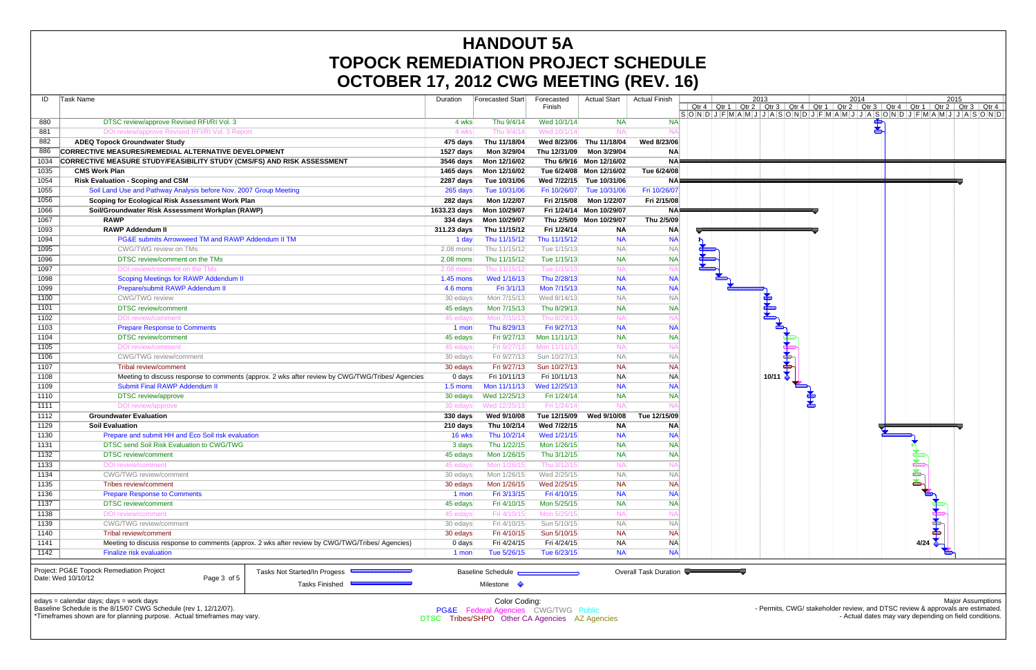# HANDOUT 5A
# TOPOCK REMEDIATION PROJECT SCHEDULE
# OCTOBER 17, 2012 CWG MEETING (REV. 16)

| ID | Task Name | Duration | Forecasted Start | Forecasted Finish | Actual Start | Actual Finish |
|---|---|---|---|---|---|---|
| 880 | DTSC review/approve Revised RFI/RI Vol. 3 | 4 wks | Thu 9/4/14 | Wed 10/1/14 | NA | NA |
| 881 | DOI review/approve Revised RFI/RI Vol. 3 Report | 4 wks | Thu 9/4/14 | Wed 10/1/14 | NA | NA |
| 882 | **ADEQ Topock Groundwater Study** | **475 days** | **Thu 11/18/04** | **Wed 8/23/06** | **Thu 11/18/04** | **Wed 8/23/06** |
| 886 | **CORRECTIVE MEASURES/REMEDIAL ALTERNATIVE DEVELOPMENT** | **1527 days** | **Mon 3/29/04** | **Thu 12/31/09** | **Mon 3/29/04** | **NA** |
| 1034 | **CORRECTIVE MEASURE STUDY/FEASIBILITY STUDY (CMS/FS) AND RISK ASSESSMENT** | **3546 days** | **Mon 12/16/02** | **Thu 6/9/16** | **Mon 12/16/02** | **NA** |
| 1035 | **CMS Work Plan** | **1465 days** | **Mon 12/16/02** | **Tue 6/24/08** | **Mon 12/16/02** | **Tue 6/24/08** |
| 1054 | **Risk Evaluation - Scoping and CSM** | **2287 days** | **Tue 10/31/06** | **Wed 7/22/15** | **Tue 10/31/06** | **NA** |
| 1055 | Soil Land Use and Pathway Analysis before Nov. 2007 Group Meeting | 265 days | Tue 10/31/06 | Fri 10/26/07 | Tue 10/31/06 | Fri 10/26/07 |
| 1056 | **Scoping for Ecological Risk Assessment Work Plan** | **282 days** | **Mon 1/22/07** | **Fri 2/15/08** | **Mon 1/22/07** | **Fri 2/15/08** |
| 1066 | **Soil/Groundwater Risk Assessment Workplan (RAWP)** | **1633.23 days** | **Mon 10/29/07** | **Fri 1/24/14** | **Mon 10/29/07** | **NA** |
| 1067 | **RAWP** | **334 days** | **Mon 10/29/07** | **Thu 2/5/09** | **Mon 10/29/07** | **Thu 2/5/09** |
| 1093 | **RAWP Addendum II** | **311.23 days** | **Thu 11/15/12** | **Fri 1/24/14** | **NA** | **NA** |
| 1094 | PG&E submits Arrowweed TM and RAWP Addendum II TM | 1 day | Thu 11/15/12 | Thu 11/15/12 | NA | NA |
| 1095 | CWG/TWG review on TMs | 2.08 mons | Thu 11/15/12 | Tue 1/15/13 | NA | NA |
| 1096 | DTSC review/comment on the TMs | 2.08 mons | Thu 11/15/12 | Tue 1/15/13 | NA | NA |
| 1097 | DOI review/comment on the TMs | 2.08 mons | Thu 11/15/12 | Tue 1/15/13 | NA | NA |
| 1098 | Scoping Meetings for RAWP Addendum II | 1.45 mons | Wed 1/16/13 | Thu 2/28/13 | NA | NA |
| 1099 | Prepare/submit RAWP Addendum II | 4.6 mons | Fri 3/1/13 | Mon 7/15/13 | NA | NA |
| 1100 | CWG/TWG review | 30 edays | Mon 7/15/13 | Wed 8/14/13 | NA | NA |
| 1101 | DTSC review/comment | 45 edays | Mon 7/15/13 | Thu 8/29/13 | NA | NA |
| 1102 | DOI review/comment | 45 edays | Mon 7/15/13 | Thu 8/29/13 | NA | NA |
| 1103 | Prepare Response to Comments | 1 mon | Thu 8/29/13 | Fri 9/27/13 | NA | NA |
| 1104 | DTSC review/comment | 45 edays | Fri 9/27/13 | Mon 11/11/13 | NA | NA |
| 1105 | DOI review/comment | 45 edays | Fri 9/27/13 | Mon 11/11/13 | NA | NA |
| 1106 | CWG/TWG review/comment | 30 edays | Fri 9/27/13 | Sun 10/27/13 | NA | NA |
| 1107 | Tribal review/comment | 30 edays | Fri 9/27/13 | Sun 10/27/13 | NA | NA |
| 1108 | Meeting to discuss response to comments (approx. 2 wks after review by CWG/TWG/Tribes/ Agencies | 0 days | Fri 10/11/13 | Fri 10/11/13 | NA | NA |
| 1109 | Submit Final RAWP Addendum II | 1.5 mons | Mon 11/11/13 | Wed 12/25/13 | NA | NA |
| 1110 | DTSC review/approve | 30 edays | Wed 12/25/13 | Fri 1/24/14 | NA | NA |
| 1111 | DOI review/approve | 30 edays | Wed 12/25/13 | Fri 1/24/14 | NA | NA |
| 1112 | **Groundwater Evaluation** | **330 days** | **Wed 9/10/08** | **Tue 12/15/09** | **Wed 9/10/08** | **Tue 12/15/09** |
| 1129 | **Soil Evaluation** | **210 days** | **Thu 10/2/14** | **Wed 7/22/15** | **NA** | **NA** |
| 1130 | Prepare and submit HH and Eco Soil risk evaluation | 16 wks | Thu 10/2/14 | Wed 1/21/15 | NA | NA |
| 1131 | DTSC send Soil Risk Evaluation to CWG/TWG | 3 days | Thu 1/22/15 | Mon 1/26/15 | NA | NA |
| 1132 | DTSC review/comment | 45 edays | Mon 1/26/15 | Thu 3/12/15 | NA | NA |
| 1133 | DOI review/comment | 45 edays | Mon 1/26/15 | Thu 3/12/15 | NA | NA |
| 1134 | CWG/TWG review/comment | 30 edays | Mon 1/26/15 | Wed 2/25/15 | NA | NA |
| 1135 | Tribes review/comment | 30 edays | Mon 1/26/15 | Wed 2/25/15 | NA | NA |
| 1136 | Prepare Response to Comments | 1 mon | Fri 3/13/15 | Fri 4/10/15 | NA | NA |
| 1137 | DTSC review/comment | 45 edays | Fri 4/10/15 | Mon 5/25/15 | NA | NA |
| 1138 | DOI review/comment | 45 edays | Fri 4/10/15 | Mon 5/25/15 | NA | NA |
| 1139 | CWG/TWG review/comment | 30 edays | Fri 4/10/15 | Sun 5/10/15 | NA | NA |
| 1140 | Tribal review/comment | 30 edays | Fri 4/10/15 | Sun 5/10/15 | NA | NA |
| 1141 | Meeting to discuss response to comments (approx. 2 wks after review by CWG/TWG/Tribes/ Agencies) | 0 days | Fri 4/24/15 | Fri 4/24/15 | NA | NA |
| 1142 | Finalize risk evaluation | 1 mon | Tue 5/26/15 | Tue 6/23/15 | NA | NA |

Project: PG&E Topock Remediation Project
Date: Wed 10/10/12

Legend: Tasks Not Started/In Progess; Tasks Finished; Baseline Schedule; Milestone; Overall Task Duration

edays = calendar days; days = work days
Baseline Schedule is the 8/15/07 CWG Schedule (rev 1, 12/12/07).
*Timeframes shown are for planning purpose. Actual timeframes may vary.

Color Coding:
PG&E Federal Agencies CWG/TWG Public
DTSC Tribes/SHPO Other CA Agencies AZ Agencies

Major Assumptions
- Permits, CWG/ stakeholder review, and DTSC review & approvals are estimated.
- Actual dates may vary depending on field conditions.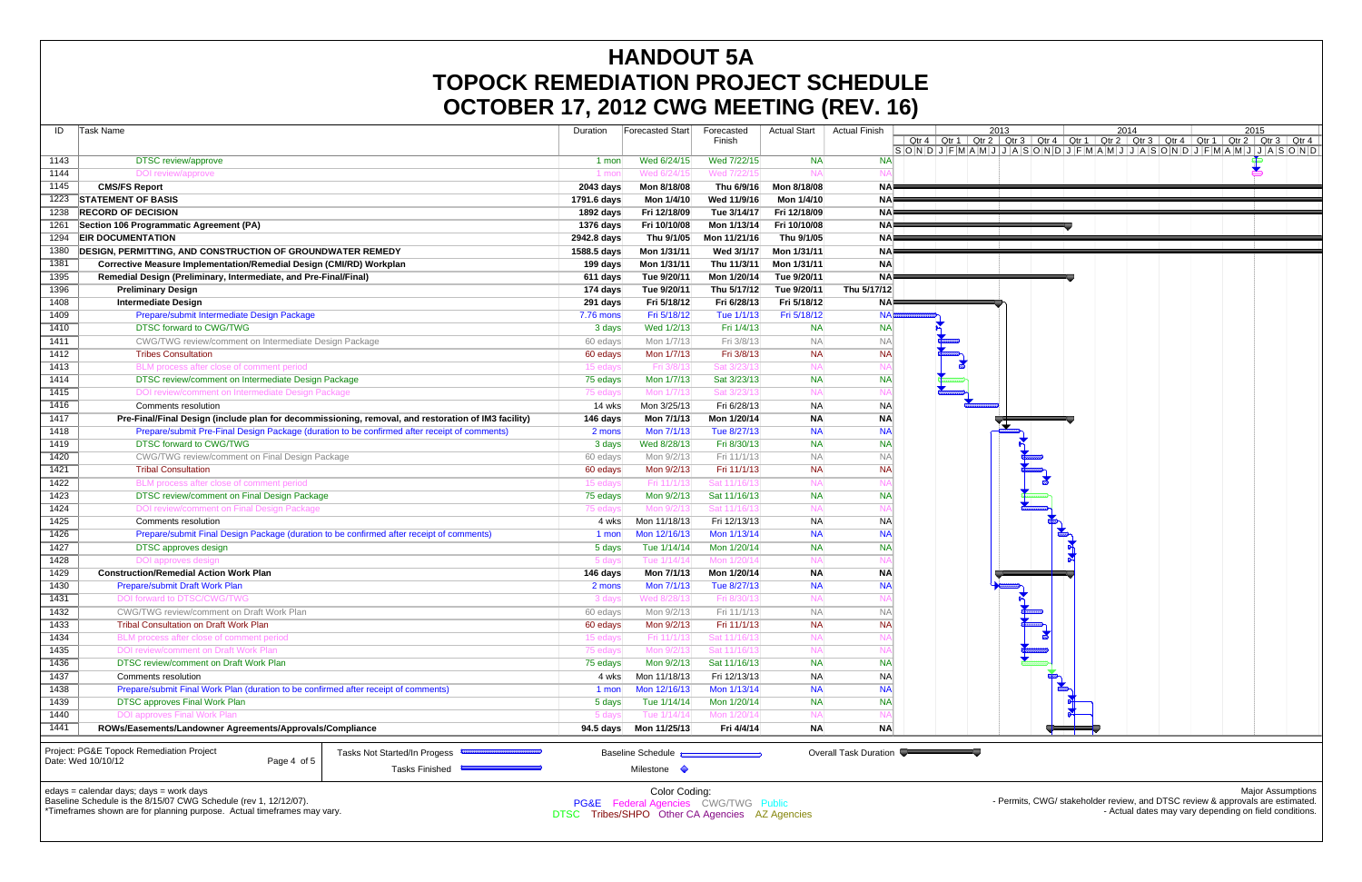# HANDOUT 5A
# TOPOCK REMEDIATION PROJECT SCHEDULE
# OCTOBER 17, 2012 CWG MEETING (REV. 16)

| ID | Task Name | Duration | Forecasted Start | Forecasted Finish | Actual Start | Actual Finish |
|---|---|---|---|---|---|---|
| 1143 | DTSC review/approve | 1 mon | Wed 6/24/15 | Wed 7/22/15 | NA | NA |
| 1144 | DOI review/approve | 1 mon | Wed 6/24/15 | Wed 7/22/15 | NA | NA |
| 1145 | **CMS/FS Report** | **2043 days** | **Mon 8/18/08** | **Thu 6/9/16** | **Mon 8/18/08** | **NA** |
| 1223 | **STATEMENT OF BASIS** | **1791.6 days** | **Mon 1/4/10** | **Wed 11/9/16** | **Mon 1/4/10** | **NA** |
| 1238 | **RECORD OF DECISION** | **1892 days** | **Fri 12/18/09** | **Tue 3/14/17** | **Fri 12/18/09** | **NA** |
| 1261 | **Section 106 Programmatic Agreement (PA)** | **1376 days** | **Fri 10/10/08** | **Mon 1/13/14** | **Fri 10/10/08** | **NA** |
| 1294 | **EIR DOCUMENTATION** | **2942.8 days** | **Thu 9/1/05** | **Mon 11/21/16** | **Thu 9/1/05** | **NA** |
| 1380 | **DESIGN, PERMITTING, AND CONSTRUCTION OF GROUNDWATER REMEDY** | **1588.5 days** | **Mon 1/31/11** | **Wed 3/1/17** | **Mon 1/31/11** | **NA** |
| 1381 | **Corrective Measure Implementation/Remedial Design (CMI/RD) Workplan** | **199 days** | **Mon 1/31/11** | **Thu 11/3/11** | **Mon 1/31/11** | **NA** |
| 1395 | **Remedial Design (Preliminary, Intermediate, and Pre-Final/Final)** | **611 days** | **Tue 9/20/11** | **Mon 1/20/14** | **Tue 9/20/11** | **NA** |
| 1396 | **Preliminary Design** | **174 days** | **Tue 9/20/11** | **Thu 5/17/12** | **Tue 9/20/11** | **Thu 5/17/12** |
| 1408 | **Intermediate Design** | **291 days** | **Fri 5/18/12** | **Fri 6/28/13** | **Fri 5/18/12** | **NA** |
| 1409 | Prepare/submit Intermediate Design Package | 7.76 mons | Fri 5/18/12 | Tue 1/1/13 | Fri 5/18/12 | NA |
| 1410 | DTSC forward to CWG/TWG | 3 days | Wed 1/2/13 | Fri 1/4/13 | NA | NA |
| 1411 | CWG/TWG review/comment on Intermediate Design Package | 60 edays | Mon 1/7/13 | Fri 3/8/13 | NA | NA |
| 1412 | Tribes Consultation | 60 edays | Mon 1/7/13 | Fri 3/8/13 | NA | NA |
| 1413 | BLM process after close of comment period | 15 edays | Fri 3/8/13 | Sat 3/23/13 | NA | NA |
| 1414 | DTSC review/comment on Intermediate Design Package | 75 edays | Mon 1/7/13 | Sat 3/23/13 | NA | NA |
| 1415 | DOI review/comment on Intermediate Design Package | 75 edays | Mon 1/7/13 | Sat 3/23/13 | NA | NA |
| 1416 | Comments resolution | 14 wks | Mon 3/25/13 | Fri 6/28/13 | NA | NA |
| 1417 | **Pre-Final/Final Design (include plan for decommissioning, removal, and restoration of IM3 facility)** | **146 days** | **Mon 7/1/13** | **Mon 1/20/14** | **NA** | **NA** |
| 1418 | Prepare/submit Pre-Final Design Package (duration to be confirmed after receipt of comments) | 2 mons | Mon 7/1/13 | Tue 8/27/13 | NA | NA |
| 1419 | DTSC forward to CWG/TWG | 3 days | Wed 8/28/13 | Fri 8/30/13 | NA | NA |
| 1420 | CWG/TWG review/comment on Final Design Package | 60 edays | Mon 9/2/13 | Fri 11/1/13 | NA | NA |
| 1421 | Tribal Consultation | 60 edays | Mon 9/2/13 | Fri 11/1/13 | NA | NA |
| 1422 | BLM process after close of comment period | 15 edays | Fri 11/1/13 | Sat 11/16/13 | NA | NA |
| 1423 | DTSC review/comment on Final Design Package | 75 edays | Mon 9/2/13 | Sat 11/16/13 | NA | NA |
| 1424 | DOI review/comment on Final Design Package | 75 edays | Mon 9/2/13 | Sat 11/16/13 | NA | NA |
| 1425 | Comments resolution | 4 wks | Mon 11/18/13 | Fri 12/13/13 | NA | NA |
| 1426 | Prepare/submit Final Design Package (duration to be confirmed after receipt of comments) | 1 mon | Mon 12/16/13 | Mon 1/13/14 | NA | NA |
| 1427 | DTSC approves design | 5 days | Tue 1/14/14 | Mon 1/20/14 | NA | NA |
| 1428 | DOI approves design | 5 days | Tue 1/14/14 | Mon 1/20/14 | NA | NA |
| 1429 | **Construction/Remedial Action Work Plan** | **146 days** | **Mon 7/1/13** | **Mon 1/20/14** | **NA** | **NA** |
| 1430 | Prepare/submit Draft Work Plan | 2 mons | Mon 7/1/13 | Tue 8/27/13 | NA | NA |
| 1431 | DOI forward to DTSC/CWG/TWG | 3 days | Wed 8/28/13 | Fri 8/30/13 | NA | NA |
| 1432 | CWG/TWG review/comment on Draft Work Plan | 60 edays | Mon 9/2/13 | Fri 11/1/13 | NA | NA |
| 1433 | Tribal Consultation on Draft Work Plan | 60 edays | Mon 9/2/13 | Fri 11/1/13 | NA | NA |
| 1434 | BLM process after close of comment period | 15 edays | Fri 11/1/13 | Sat 11/16/13 | NA | NA |
| 1435 | DOI review/comment on Draft Work Plan | 75 edays | Mon 9/2/13 | Sat 11/16/13 | NA | NA |
| 1436 | DTSC review/comment on Draft Work Plan | 75 edays | Mon 9/2/13 | Sat 11/16/13 | NA | NA |
| 1437 | Comments resolution | 4 wks | Mon 11/18/13 | Fri 12/13/13 | NA | NA |
| 1438 | Prepare/submit Final Work Plan (duration to be confirmed after receipt of comments) | 1 mon | Mon 12/16/13 | Mon 1/13/14 | NA | NA |
| 1439 | DTSC approves Final Work Plan | 5 days | Tue 1/14/14 | Mon 1/20/14 | NA | NA |
| 1440 | DOI approves Final Work Plan | 5 days | Tue 1/14/14 | Mon 1/20/14 | NA | NA |
| 1441 | **ROWs/Easements/Landowner Agreements/Approvals/Compliance** | **94.5 days** | **Mon 11/25/13** | **Fri 4/4/14** | **NA** | **NA** |

Project: PG&E Topock Remediation Project
Date: Wed 10/10/12

Legend: Tasks Not Started/In Progess; Tasks Finished; Baseline Schedule; Milestone; Overall Task Duration

edays = calendar days; days = work days
Baseline Schedule is the 8/15/07 CWG Schedule (rev 1, 12/12/07).
*Timeframes shown are for planning purpose. Actual timeframes may vary.

Color Coding:
PG&E Federal Agencies CWG/TWG Public
DTSC Tribes/SHPO Other CA Agencies AZ Agencies

Major Assumptions
- Permits, CWG/ stakeholder review, and DTSC review & approvals are estimated.
- Actual dates may vary depending on field conditions.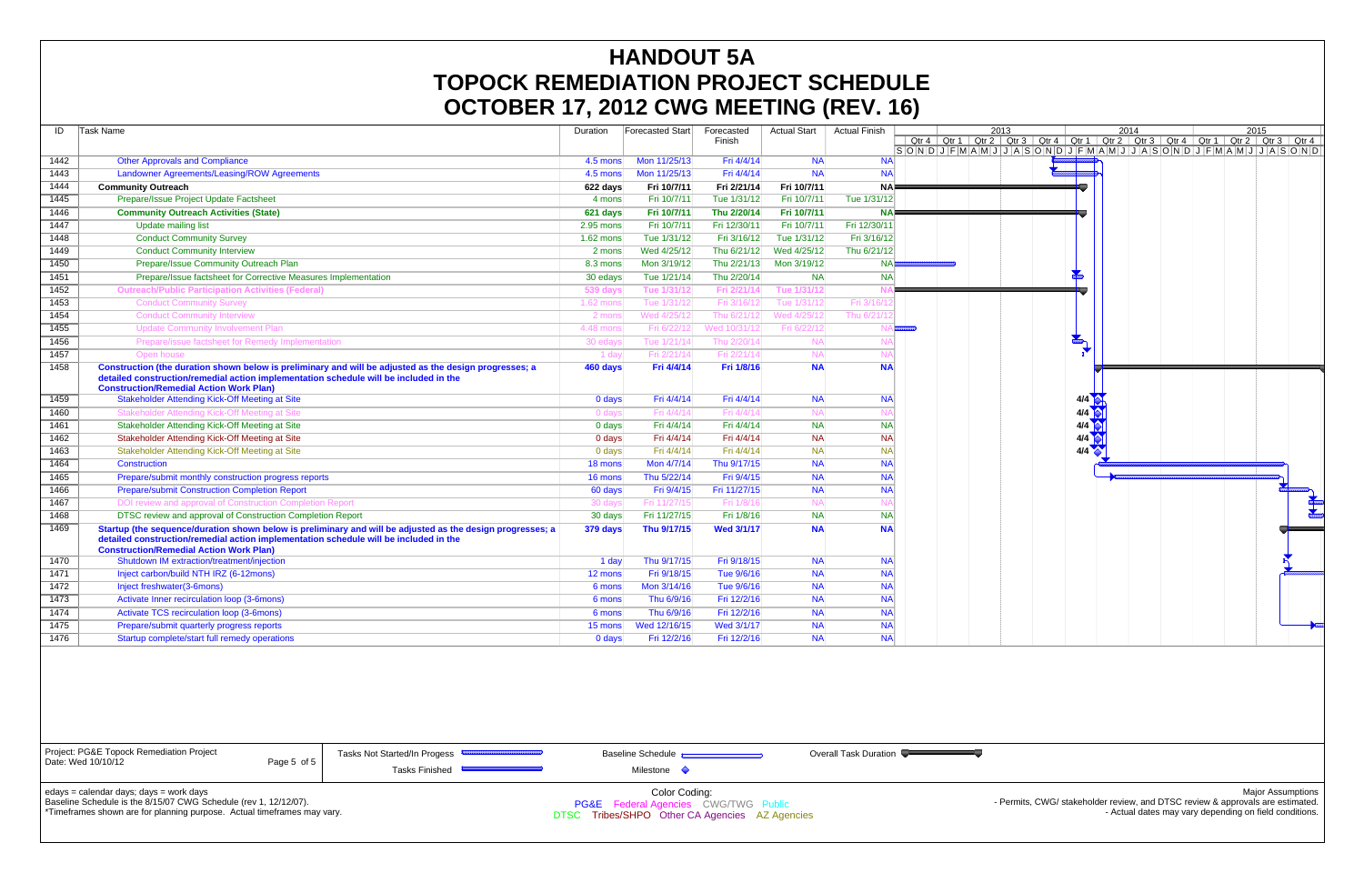# HANDOUT 5A
# TOPOCK REMEDIATION PROJECT SCHEDULE
# OCTOBER 17, 2012 CWG MEETING (REV. 16)

| ID | Task Name | Duration | Forecasted Start | Forecasted Finish | Actual Start | Actual Finish |
|---|---|---|---|---|---|---|
| 1442 | Other Approvals and Compliance | 4.5 mons | Mon 11/25/13 | Fri 4/4/14 | NA | NA |
| 1443 | Landowner Agreements/Leasing/ROW Agreements | 4.5 mons | Mon 11/25/13 | Fri 4/4/14 | NA | NA |
| 1444 | **Community Outreach** | **622 days** | **Fri 10/7/11** | **Fri 2/21/14** | **Fri 10/7/11** | **NA** |
| 1445 | Prepare/Issue Project Update Factsheet | 4 mons | Fri 10/7/11 | Tue 1/31/12 | Fri 10/7/11 | Tue 1/31/12 |
| 1446 | **Community Outreach Activities (State)** | **621 days** | **Fri 10/7/11** | **Thu 2/20/14** | **Fri 10/7/11** | **NA** |
| 1447 | Update mailing list | 2.95 mons | Fri 10/7/11 | Fri 12/30/11 | Fri 10/7/11 | Fri 12/30/11 |
| 1448 | Conduct Community Survey | 1.62 mons | Tue 1/31/12 | Fri 3/16/12 | Tue 1/31/12 | Fri 3/16/12 |
| 1449 | Conduct Community Interview | 2 mons | Wed 4/25/12 | Thu 6/21/12 | Wed 4/25/12 | Thu 6/21/12 |
| 1450 | Prepare/Issue Community Outreach Plan | 8.3 mons | Mon 3/19/12 | Thu 2/21/13 | Mon 3/19/12 | NA |
| 1451 | Prepare/Issue factsheet for Corrective Measures Implementation | 30 edays | Tue 1/21/14 | Thu 2/20/14 | NA | NA |
| 1452 | **Outreach/Public Participation Activities (Federal)** | **539 days** | **Tue 1/31/12** | **Fri 2/21/14** | **Tue 1/31/12** | **NA** |
| 1453 | Conduct Community Survey | 1.62 mons | Tue 1/31/12 | Fri 3/16/12 | Tue 1/31/12 | Fri 3/16/12 |
| 1454 | Conduct Community Interview | 2 mons | Wed 4/25/12 | Thu 6/21/12 | Wed 4/25/12 | Thu 6/21/12 |
| 1455 | Update Community Involvement Plan | 4.48 mons | Fri 6/22/12 | Wed 10/31/12 | Fri 6/22/12 | NA |
| 1456 | Prepare/issue factsheet for Remedy Implementation | 30 edays | Tue 1/21/14 | Thu 2/20/14 | NA | NA |
| 1457 | Open house | 1 day | Fri 2/21/14 | Fri 2/21/14 | NA | NA |
| 1458 | **Construction (the duration shown below is preliminary and will be adjusted as the design progresses; a detailed construction/remedial action implementation schedule will be included in the Construction/Remedial Action Work Plan)** | **460 days** | **Fri 4/4/14** | **Fri 1/8/16** | **NA** | **NA** |
| 1459 | Stakeholder Attending Kick-Off Meeting at Site | 0 days | Fri 4/4/14 | Fri 4/4/14 | NA | NA |
| 1460 | Stakeholder Attending Kick-Off Meeting at Site | 0 days | Fri 4/4/14 | Fri 4/4/14 | NA | NA |
| 1461 | Stakeholder Attending Kick-Off Meeting at Site | 0 days | Fri 4/4/14 | Fri 4/4/14 | NA | NA |
| 1462 | Stakeholder Attending Kick-Off Meeting at Site | 0 days | Fri 4/4/14 | Fri 4/4/14 | NA | NA |
| 1463 | Stakeholder Attending Kick-Off Meeting at Site | 0 days | Fri 4/4/14 | Fri 4/4/14 | NA | NA |
| 1464 | Construction | 18 mons | Mon 4/7/14 | Thu 9/17/15 | NA | NA |
| 1465 | Prepare/submit monthly construction progress reports | 16 mons | Thu 5/22/14 | Fri 9/4/15 | NA | NA |
| 1466 | Prepare/submit Construction Completion Report | 60 days | Fri 9/4/15 | Fri 11/27/15 | NA | NA |
| 1467 | DOI review and approval of Construction Completion Report | 30 days | Fri 11/27/15 | Fri 1/8/16 | NA | NA |
| 1468 | DTSC review and approval of Construction Completion Report | 30 days | Fri 11/27/15 | Fri 1/8/16 | NA | NA |
| 1469 | **Startup (the sequence/duration shown below is preliminary and will be adjusted as the design progresses; a detailed construction/remedial action implementation schedule will be included in the Construction/Remedial Action Work Plan)** | **379 days** | **Thu 9/17/15** | **Wed 3/1/17** | **NA** | **NA** |
| 1470 | Shutdown IM extraction/treatment/injection | 1 day | Thu 9/17/15 | Fri 9/18/15 | NA | NA |
| 1471 | Inject carbon/build NTH IRZ (6-12mons) | 12 mons | Fri 9/18/15 | Tue 9/6/16 | NA | NA |
| 1472 | Inject freshwater(3-6mons) | 6 mons | Mon 3/14/16 | Tue 9/6/16 | NA | NA |
| 1473 | Activate Inner recirculation loop (3-6mons) | 6 mons | Thu 6/9/16 | Fri 12/2/16 | NA | NA |
| 1474 | Activate TCS recirculation loop (3-6mons) | 6 mons | Thu 6/9/16 | Fri 12/2/16 | NA | NA |
| 1475 | Prepare/submit quarterly progress reports | 15 mons | Wed 12/16/15 | Wed 3/1/17 | NA | NA |
| 1476 | Startup complete/start full remedy operations | 0 days | Fri 12/2/16 | Fri 12/2/16 | NA | NA |

2013 2014 2015

Qtr 4 Qtr 1 Qtr 2 Qtr 3 Qtr 4 Qtr 1 Qtr 2 Qtr 3 Qtr 4 Qtr 1 Qtr 2 Qtr 3 Qtr 4

S O N D J F M A M J J A S O N D J F M A M J J A S O N D J F M A M J J A S O N D

4/4

4/4

4/4

4/4

4/4

Project: PG&E Topock Remediation Project
Date: Wed 10/10/12

Tasks Not Started/In Progress — Tasks Finished — Baseline Schedule — Milestone — Overall Task Duration

edays = calendar days; days = work days
Baseline Schedule is the 8/15/07 CWG Schedule (rev 1, 12/12/07).
*Timeframes shown are for planning purpose. Actual timeframes may vary.

Color Coding:
PG&E Federal Agencies CWG/TWG Public
DTSC Tribes/SHPO Other CA Agencies AZ Agencies

Major Assumptions
- Permits, CWG/ stakeholder review, and DTSC review & approvals are estimated.
- Actual dates may vary depending on field conditions.